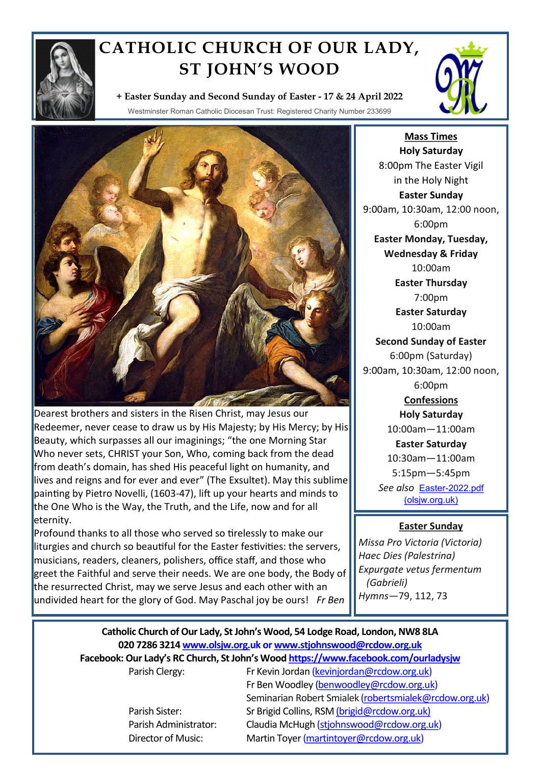# CATHOLIC CHURCH OF OUR LADY, ST JOHN'S WOOD

**+ Easter Sunday and Second Sunday of Easter - 17 & 24 April 2022**

Westminster Roman Catholic Diocesan Trust: Registered Charity Number 233699

Dearest brothers and sisters in the Risen Christ, may Jesus our Redeemer, never cease to draw us by His Majesty; by His Mercy; by His Beauty, which surpasses all our imaginings; "the one Morning Star Who never sets, CHRIST your Son, Who, coming back from the dead from death's domain, has shed His peaceful light on humanity, and lives and reigns and for ever and ever" (The Exsultet). May this sublime painting by Pietro Novelli, (1603-47), lift up your hearts and minds to the One Who is the Way, the Truth, and the Life, now and for all eternity.

Profound thanks to all those who served so tirelessly to make our liturgies and church so beautiful for the Easter festivities: the servers, musicians, readers, cleaners, polishers, office staff, and those who greet the Faithful and serve their needs. We are one body, the Body of the resurrected Christ, may we serve Jesus and each other with an undivided heart for the glory of God. May Paschal joy be ours! *Fr Ben*

## Mass Times

**Holy Saturday**
8:00pm The Easter Vigil in the Holy Night

**Easter Sunday**
9:00am, 10:30am, 12:00 noon, 6:00pm

**Easter Monday, Tuesday, Wednesday & Friday**
10:00am

**Easter Thursday**
7:00pm

**Easter Saturday**
10:00am

**Second Sunday of Easter**
6:00pm (Saturday)
9:00am, 10:30am, 12:00 noon, 6:00pm

## Confessions

**Holy Saturday**
10:00am—11:00am

**Easter Saturday**
10:30am—11:00am
5:15pm—5:45pm

*See also* Easter-2022.pdf (olsjw.org.uk)

## Easter Sunday

*Missa Pro Victoria (Victoria)*
*Haec Dies (Palestrina)*
*Expurgate vetus fermentum (Gabrieli)*
*Hymns*—79, 112, 73

**Catholic Church of Our Lady, St John's Wood, 54 Lodge Road, London, NW8 8LA**
**020 7286 3214 www.olsjw.org.uk or www.stjohnswood@rcdow.org.uk**
**Facebook: Our Lady's RC Church, St John's Wood https://www.facebook.com/ourladysjw**

| | |
|---|---|
| Parish Clergy: | Fr Kevin Jordan (kevinjordan@rcdow.org.uk) |
| | Fr Ben Woodley (benwoodley@rcdow.org.uk) |
| | Seminarian Robert Smialek (robertsmialek@rcdow.org.uk) |
| Parish Sister: | Sr Brigid Collins, RSM (brigid@rcdow.org.uk) |
| Parish Administrator: | Claudia McHugh (stjohnswood@rcdow.org.uk) |
| Director of Music: | Martin Toyer (martintoyer@rcdow.org.uk) |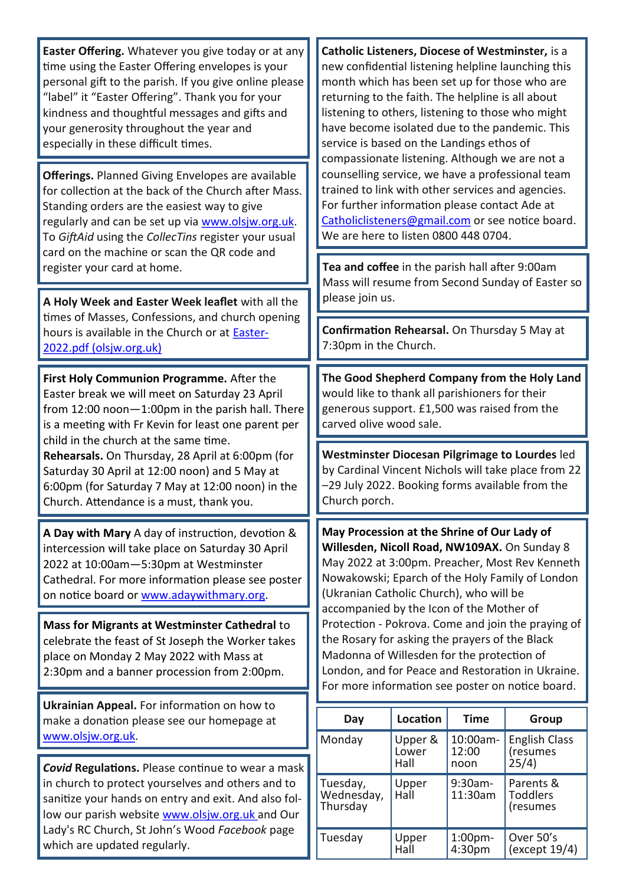**Easter Offering.** Whatever you give today or at any time using the Easter Offering envelopes is your personal gift to the parish. If you give online please "label" it "Easter Offering". Thank you for your kindness and thoughtful messages and gifts and your generosity throughout the year and especially in these difficult times.

**Offerings.** Planned Giving Envelopes are available for collection at the back of the Church after Mass. Standing orders are the easiest way to give regularly and can be set up via www.olsjw.org.uk. To *GiftAid* using the *CollecTins* register your usual card on the machine or scan the QR code and register your card at home.

**A Holy Week and Easter Week leaflet** with all the times of Masses, Confessions, and church opening hours is available in the Church or at Easter-2022.pdf (olsjw.org.uk)

**First Holy Communion Programme.** After the Easter break we will meet on Saturday 23 April from 12:00 noon—1:00pm in the parish hall. There is a meeting with Fr Kevin for least one parent per child in the church at the same time.
**Rehearsals.** On Thursday, 28 April at 6:00pm (for Saturday 30 April at 12:00 noon) and 5 May at 6:00pm (for Saturday 7 May at 12:00 noon) in the Church. Attendance is a must, thank you.

**A Day with Mary** A day of instruction, devotion & intercession will take place on Saturday 30 April 2022 at 10:00am—5:30pm at Westminster Cathedral. For more information please see poster on notice board or www.adaywithmary.org.

**Mass for Migrants at Westminster Cathedral** to celebrate the feast of St Joseph the Worker takes place on Monday 2 May 2022 with Mass at 2:30pm and a banner procession from 2:00pm.

**Ukrainian Appeal.** For information on how to make a donation please see our homepage at www.olsjw.org.uk.

***Covid* Regulations.** Please continue to wear a mask in church to protect yourselves and others and to sanitize your hands on entry and exit. And also follow our parish website www.olsjw.org.uk and Our Lady's RC Church, St John's Wood *Facebook* page which are updated regularly.

**Catholic Listeners, Diocese of Westminster,** is a new confidential listening helpline launching this month which has been set up for those who are returning to the faith. The helpline is all about listening to others, listening to those who might have become isolated due to the pandemic. This service is based on the Landings ethos of compassionate listening. Although we are not a counselling service, we have a professional team trained to link with other services and agencies. For further information please contact Ade at Catholiclisteners@gmail.com or see notice board. We are here to listen 0800 448 0704.

**Tea and coffee** in the parish hall after 9:00am Mass will resume from Second Sunday of Easter so please join us.

**Confirmation Rehearsal.** On Thursday 5 May at 7:30pm in the Church.

**The Good Shepherd Company from the Holy Land** would like to thank all parishioners for their generous support. £1,500 was raised from the carved olive wood sale.

**Westminster Diocesan Pilgrimage to Lourdes** led by Cardinal Vincent Nichols will take place from 22 –29 July 2022. Booking forms available from the Church porch.

**May Procession at the Shrine of Our Lady of Willesden, Nicoll Road, NW109AX.** On Sunday 8 May 2022 at 3:00pm. Preacher, Most Rev Kenneth Nowakowski; Eparch of the Holy Family of London (Ukranian Catholic Church), who will be accompanied by the Icon of the Mother of Protection - Pokrova. Come and join the praying of the Rosary for asking the prayers of the Black Madonna of Willesden for the protection of London, and for Peace and Restoration in Ukraine. For more information see poster on notice board.

| Day | Location | Time | Group |
|---|---|---|---|
| Monday | Upper & Lower Hall | 10:00am-12:00 noon | English Class (resumes 25/4) |
| Tuesday, Wednesday, Thursday | Upper Hall | 9:30am-11:30am | Parents & Toddlers (resumes |
| Tuesday | Upper Hall | 1:00pm-4:30pm | Over 50's (except 19/4) |